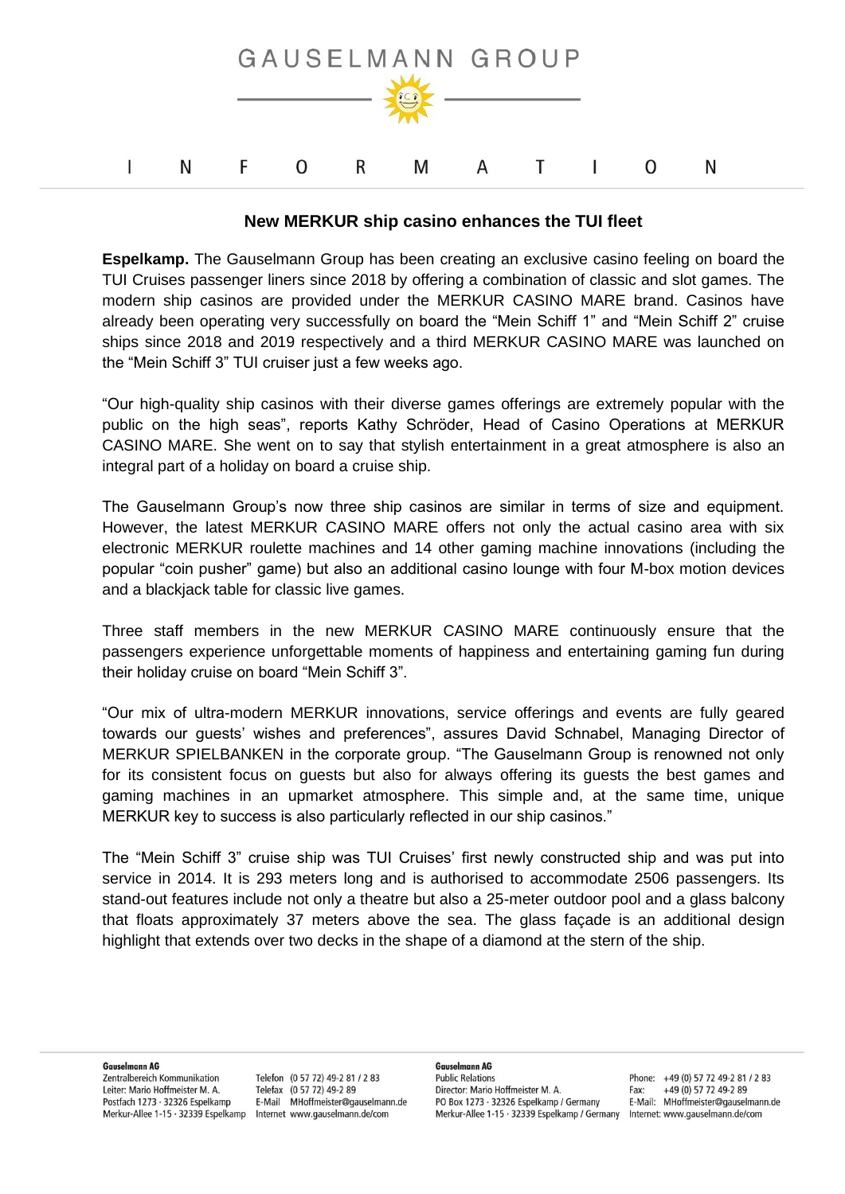GAUSELMANN GROUP

I N F O R M A T I O N

# New MERKUR ship casino enhances the TUI fleet

**Espelkamp.** The Gauselmann Group has been creating an exclusive casino feeling on board the TUI Cruises passenger liners since 2018 by offering a combination of classic and slot games. The modern ship casinos are provided under the MERKUR CASINO MARE brand. Casinos have already been operating very successfully on board the “Mein Schiff 1” and “Mein Schiff 2” cruise ships since 2018 and 2019 respectively and a third MERKUR CASINO MARE was launched on the “Mein Schiff 3” TUI cruiser just a few weeks ago.

“Our high-quality ship casinos with their diverse games offerings are extremely popular with the public on the high seas”, reports Kathy Schröder, Head of Casino Operations at MERKUR CASINO MARE. She went on to say that stylish entertainment in a great atmosphere is also an integral part of a holiday on board a cruise ship.

The Gauselmann Group’s now three ship casinos are similar in terms of size and equipment. However, the latest MERKUR CASINO MARE offers not only the actual casino area with six electronic MERKUR roulette machines and 14 other gaming machine innovations (including the popular “coin pusher” game) but also an additional casino lounge with four M-box motion devices and a blackjack table for classic live games.

Three staff members in the new MERKUR CASINO MARE continuously ensure that the passengers experience unforgettable moments of happiness and entertaining gaming fun during their holiday cruise on board “Mein Schiff 3”.

“Our mix of ultra-modern MERKUR innovations, service offerings and events are fully geared towards our guests’ wishes and preferences”, assures David Schnabel, Managing Director of MERKUR SPIELBANKEN in the corporate group. “The Gauselmann Group is renowned not only for its consistent focus on guests but also for always offering its guests the best games and gaming machines in an upmarket atmosphere. This simple and, at the same time, unique MERKUR key to success is also particularly reflected in our ship casinos.”

The “Mein Schiff 3” cruise ship was TUI Cruises’ first newly constructed ship and was put into service in 2014. It is 293 meters long and is authorised to accommodate 2506 passengers. Its stand-out features include not only a theatre but also a 25-meter outdoor pool and a glass balcony that floats approximately 37 meters above the sea. The glass façade is an additional design highlight that extends over two decks in the shape of a diamond at the stern of the ship.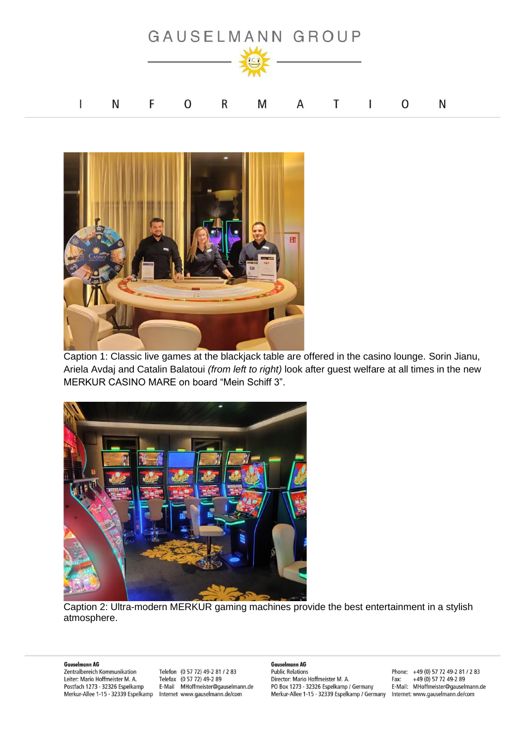Caption 1: Classic live games at the blackjack table are offered in the casino lounge. Sorin Jianu, Ariela Avdaj and Catalin Balatoui *(from left to right)* look after guest welfare at all times in the new MERKUR CASINO MARE on board “Mein Schiff 3”.

Caption 2: Ultra-modern MERKUR gaming machines provide the best entertainment in a stylish atmosphere.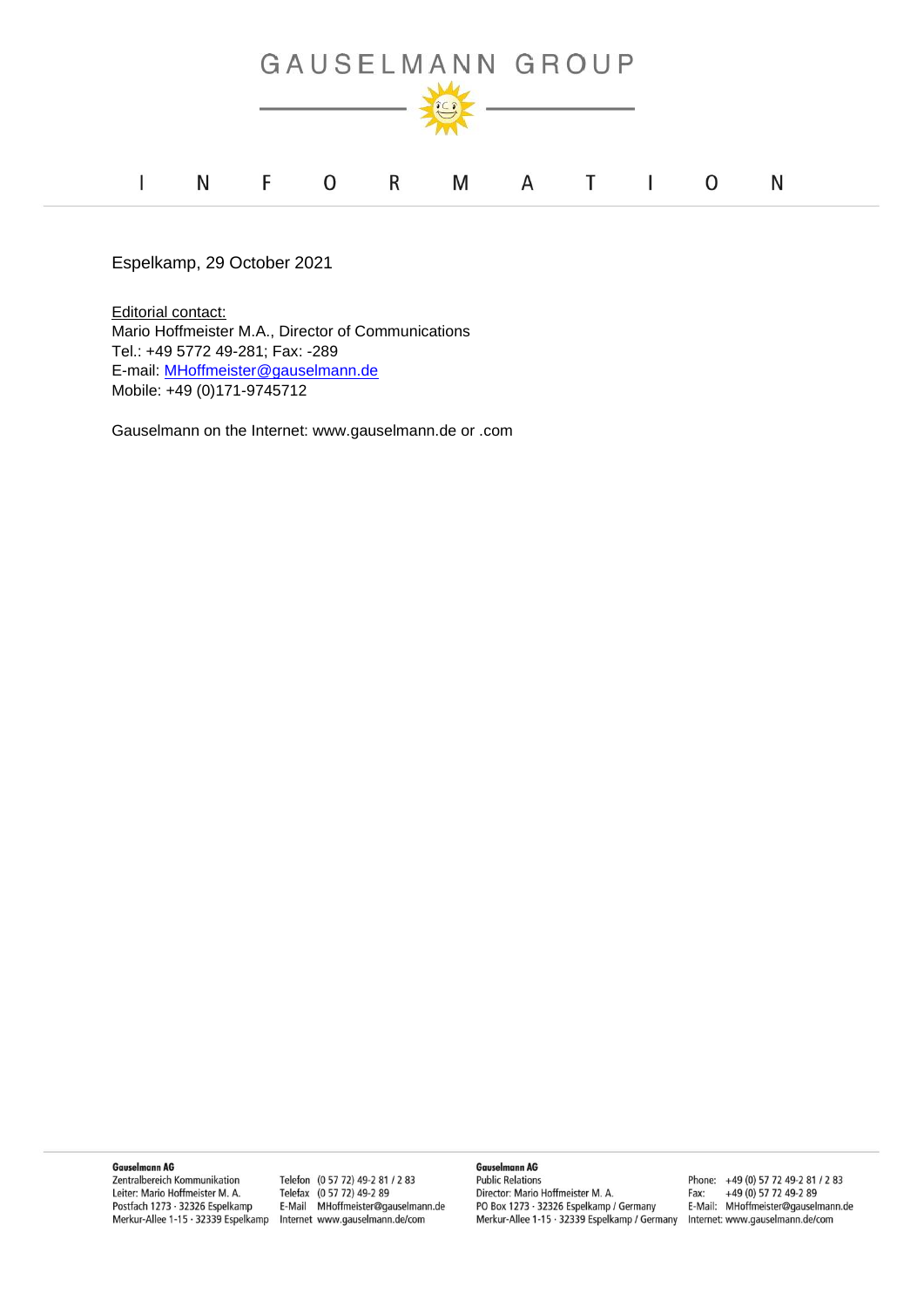Espelkamp, 29 October 2021

Editorial contact:
Mario Hoffmeister M.A., Director of Communications
Tel.: +49 5772 49-281; Fax: -289
E-mail: MHoffmeister@gauselmann.de
Mobile: +49 (0)171-9745712

Gauselmann on the Internet: www.gauselmann.de or .com